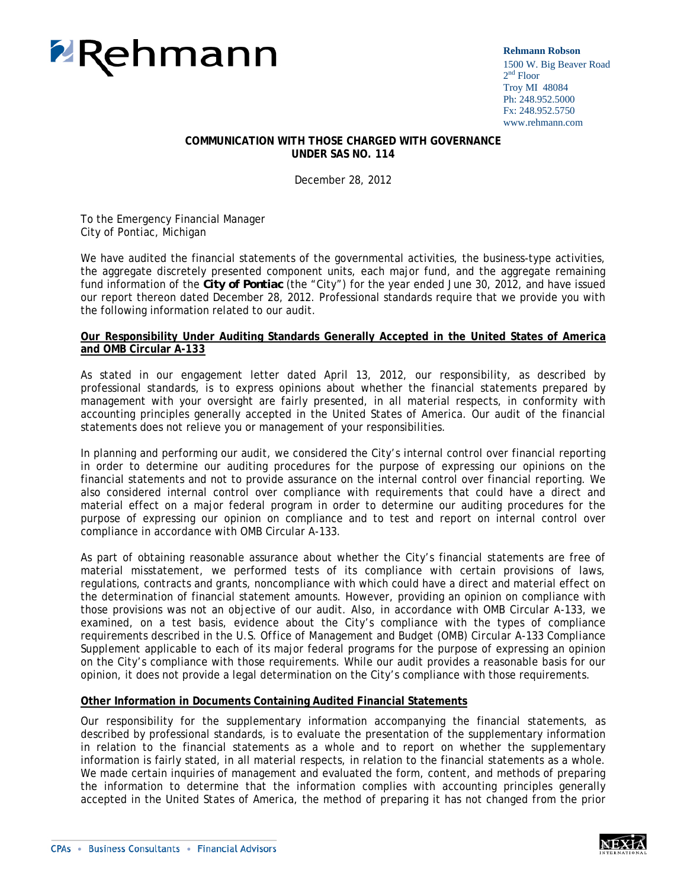Rehmann

**Rehmann Robson**
1500 W. Big Beaver Road
2nd Floor
Troy MI 48084
Ph: 248.952.5000
Fx: 248.952.5750
www.rehmann.com

**COMMUNICATION WITH THOSE CHARGED WITH GOVERNANCE**
**UNDER SAS NO. 114**

December 28, 2012

To the Emergency Financial Manager
City of Pontiac, Michigan

We have audited the financial statements of the governmental activities, the business-type activities, the aggregate discretely presented component units, each major fund, and the aggregate remaining fund information of the ***City of Pontiac*** (the "City") for the year ended June 30, 2012, and have issued our report thereon dated December 28, 2012. Professional standards require that we provide you with the following information related to our audit.

**Our Responsibility Under Auditing Standards Generally Accepted in the United States of America and OMB Circular A-133**

As stated in our engagement letter dated April 13, 2012, our responsibility, as described by professional standards, is to express opinions about whether the financial statements prepared by management with your oversight are fairly presented, in all material respects, in conformity with accounting principles generally accepted in the United States of America. Our audit of the financial statements does not relieve you or management of your responsibilities.

In planning and performing our audit, we considered the City's internal control over financial reporting in order to determine our auditing procedures for the purpose of expressing our opinions on the financial statements and not to provide assurance on the internal control over financial reporting. We also considered internal control over compliance with requirements that could have a direct and material effect on a major federal program in order to determine our auditing procedures for the purpose of expressing our opinion on compliance and to test and report on internal control over compliance in accordance with OMB Circular A-133.

As part of obtaining reasonable assurance about whether the City's financial statements are free of material misstatement, we performed tests of its compliance with certain provisions of laws, regulations, contracts and grants, noncompliance with which could have a direct and material effect on the determination of financial statement amounts. However, providing an opinion on compliance with those provisions was not an objective of our audit. Also, in accordance with OMB Circular A-133, we examined, on a test basis, evidence about the City's compliance with the types of compliance requirements described in the U.S. Office of Management and Budget (OMB) Circular A-133 Compliance Supplement applicable to each of its major federal programs for the purpose of expressing an opinion on the City's compliance with those requirements. While our audit provides a reasonable basis for our opinion, it does not provide a legal determination on the City's compliance with those requirements.

**Other Information in Documents Containing Audited Financial Statements**

Our responsibility for the supplementary information accompanying the financial statements, as described by professional standards, is to evaluate the presentation of the supplementary information in relation to the financial statements as a whole and to report on whether the supplementary information is fairly stated, in all material respects, in relation to the financial statements as a whole. We made certain inquiries of management and evaluated the form, content, and methods of preparing the information to determine that the information complies with accounting principles generally accepted in the United States of America, the method of preparing it has not changed from the prior

CPAs • Business Consultants • Financial Advisors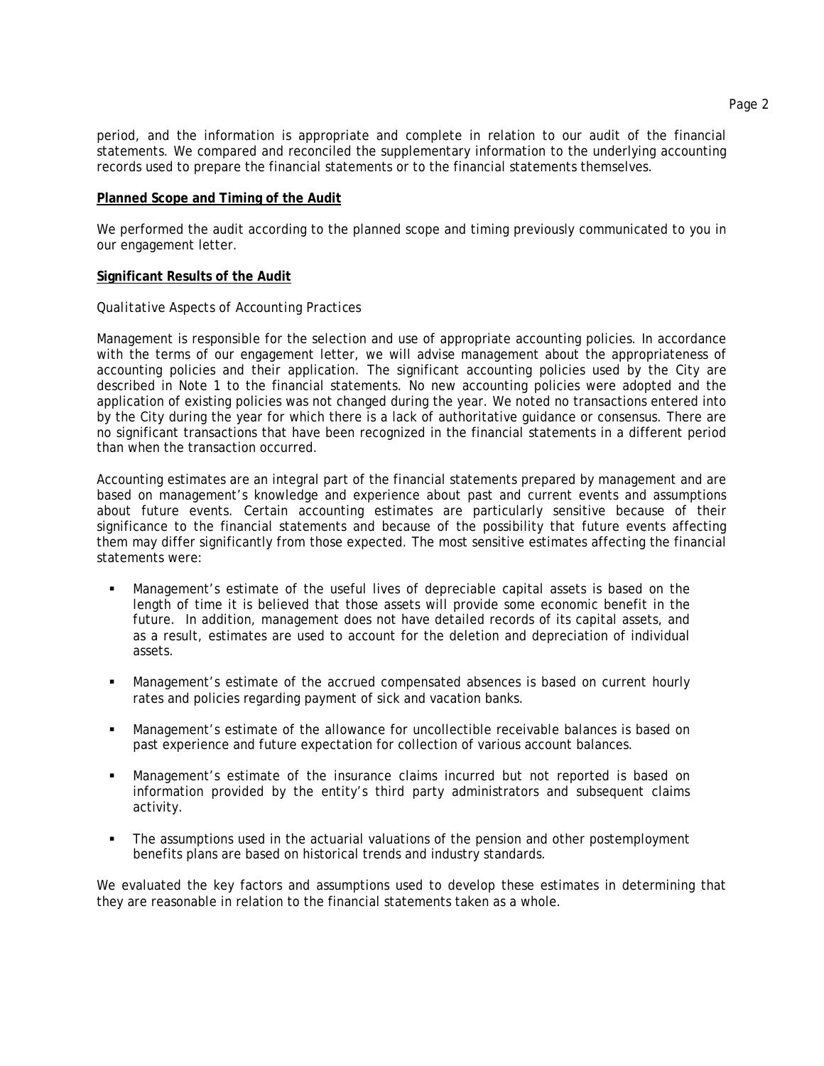period, and the information is appropriate and complete in relation to our audit of the financial statements. We compared and reconciled the supplementary information to the underlying accounting records used to prepare the financial statements or to the financial statements themselves.

**Planned Scope and Timing of the Audit**

We performed the audit according to the planned scope and timing previously communicated to you in our engagement letter.

**Significant Results of the Audit**

*Qualitative Aspects of Accounting Practices*

Management is responsible for the selection and use of appropriate accounting policies. In accordance with the terms of our engagement letter, we will advise management about the appropriateness of accounting policies and their application. The significant accounting policies used by the City are described in Note 1 to the financial statements. No new accounting policies were adopted and the application of existing policies was not changed during the year. We noted no transactions entered into by the City during the year for which there is a lack of authoritative guidance or consensus. There are no significant transactions that have been recognized in the financial statements in a different period than when the transaction occurred.

Accounting estimates are an integral part of the financial statements prepared by management and are based on management's knowledge and experience about past and current events and assumptions about future events. Certain accounting estimates are particularly sensitive because of their significance to the financial statements and because of the possibility that future events affecting them may differ significantly from those expected. The most sensitive estimates affecting the financial statements were:

- Management's estimate of the useful lives of depreciable capital assets is based on the length of time it is believed that those assets will provide some economic benefit in the future. In addition, management does not have detailed records of its capital assets, and as a result, estimates are used to account for the deletion and depreciation of individual assets.

- Management's estimate of the accrued compensated absences is based on current hourly rates and policies regarding payment of sick and vacation banks.

- Management's estimate of the allowance for uncollectible receivable balances is based on past experience and future expectation for collection of various account balances.

- Management's estimate of the insurance claims incurred but not reported is based on information provided by the entity's third party administrators and subsequent claims activity.

- The assumptions used in the actuarial valuations of the pension and other postemployment benefits plans are based on historical trends and industry standards.

We evaluated the key factors and assumptions used to develop these estimates in determining that they are reasonable in relation to the financial statements taken as a whole.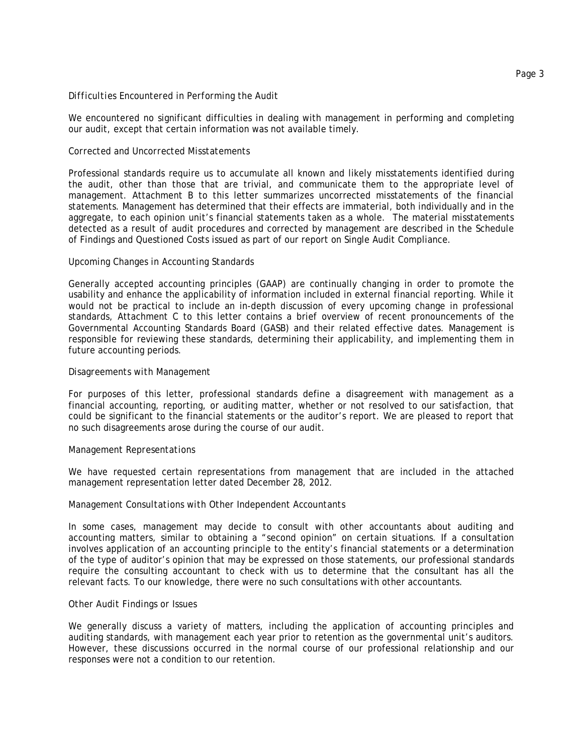*Difficulties Encountered in Performing the Audit*

We encountered no significant difficulties in dealing with management in performing and completing our audit, except that certain information was not available timely.

*Corrected and Uncorrected Misstatements*

Professional standards require us to accumulate all known and likely misstatements identified during the audit, other than those that are trivial, and communicate them to the appropriate level of management. Attachment B to this letter summarizes uncorrected misstatements of the financial statements. Management has determined that their effects are immaterial, both individually and in the aggregate, to each opinion unit's financial statements taken as a whole. The material misstatements detected as a result of audit procedures and corrected by management are described in the Schedule of Findings and Questioned Costs issued as part of our report on Single Audit Compliance.

*Upcoming Changes in Accounting Standards*

Generally accepted accounting principles (GAAP) are continually changing in order to promote the usability and enhance the applicability of information included in external financial reporting. While it would not be practical to include an in-depth discussion of every upcoming change in professional standards, Attachment C to this letter contains a brief overview of recent pronouncements of the Governmental Accounting Standards Board (GASB) and their related effective dates. Management is responsible for reviewing these standards, determining their applicability, and implementing them in future accounting periods.

*Disagreements with Management*

For purposes of this letter, professional standards define a disagreement with management as a financial accounting, reporting, or auditing matter, whether or not resolved to our satisfaction, that could be significant to the financial statements or the auditor's report. We are pleased to report that no such disagreements arose during the course of our audit.

*Management Representations*

We have requested certain representations from management that are included in the attached management representation letter dated December 28, 2012.

*Management Consultations with Other Independent Accountants*

In some cases, management may decide to consult with other accountants about auditing and accounting matters, similar to obtaining a "second opinion" on certain situations. If a consultation involves application of an accounting principle to the entity's financial statements or a determination of the type of auditor's opinion that may be expressed on those statements, our professional standards require the consulting accountant to check with us to determine that the consultant has all the relevant facts. To our knowledge, there were no such consultations with other accountants.

*Other Audit Findings or Issues*

We generally discuss a variety of matters, including the application of accounting principles and auditing standards, with management each year prior to retention as the governmental unit's auditors. However, these discussions occurred in the normal course of our professional relationship and our responses were not a condition to our retention.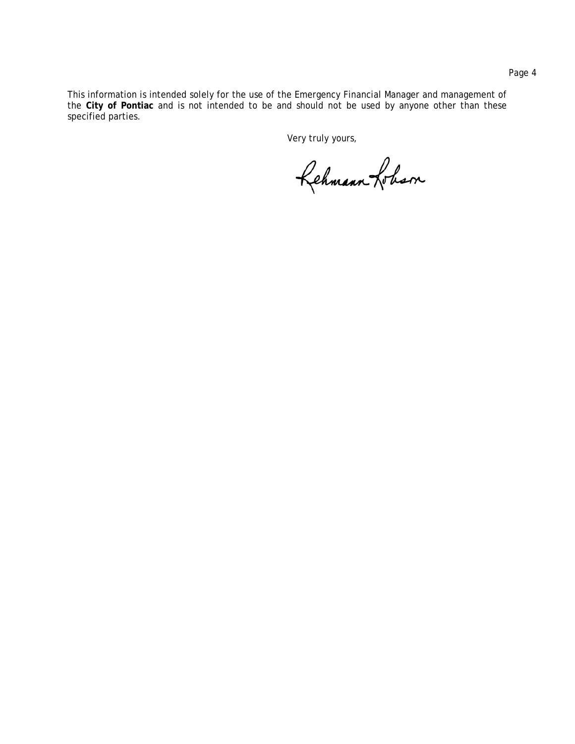This information is intended solely for the use of the Emergency Financial Manager and management of the **City of Pontiac** and is not intended to be and should not be used by anyone other than these specified parties.

Very truly yours,

Rehmann Robson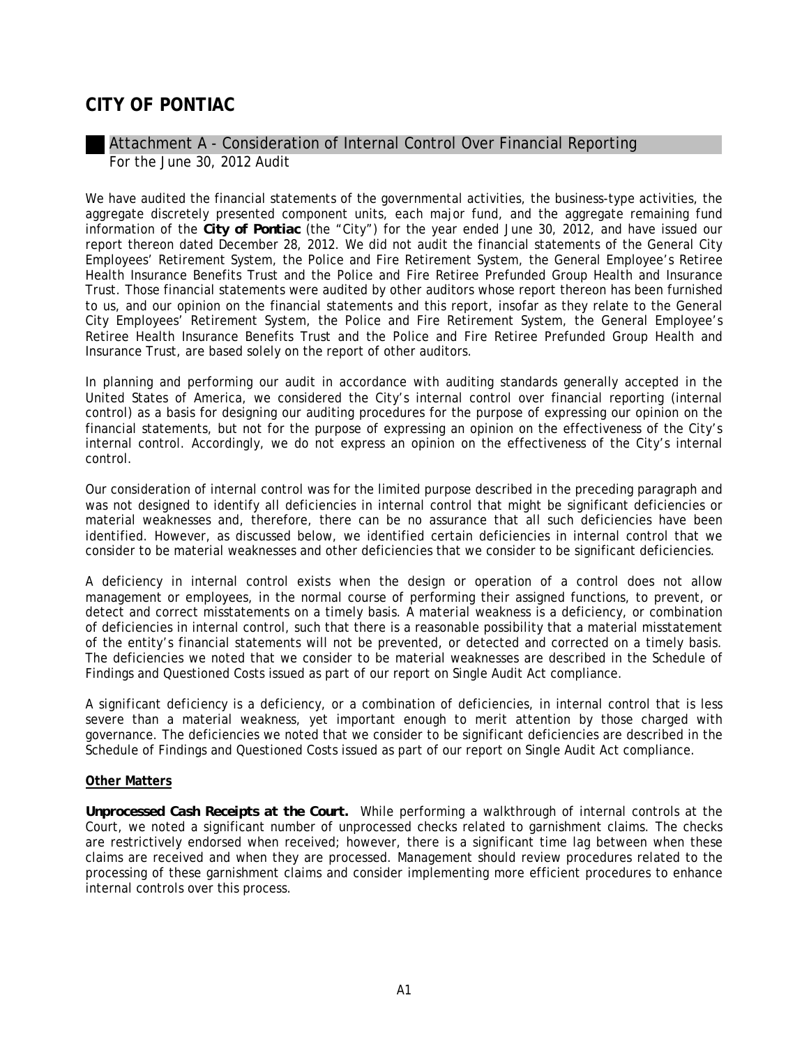# CITY OF PONTIAC

## Attachment A - Consideration of Internal Control Over Financial Reporting

For the June 30, 2012 Audit

We have audited the financial statements of the governmental activities, the business-type activities, the aggregate discretely presented component units, each major fund, and the aggregate remaining fund information of the **City of Pontiac** (the "City") for the year ended June 30, 2012, and have issued our report thereon dated December 28, 2012. We did not audit the financial statements of the General City Employees' Retirement System, the Police and Fire Retirement System, the General Employee's Retiree Health Insurance Benefits Trust and the Police and Fire Retiree Prefunded Group Health and Insurance Trust. Those financial statements were audited by other auditors whose report thereon has been furnished to us, and our opinion on the financial statements and this report, insofar as they relate to the General City Employees' Retirement System, the Police and Fire Retirement System, the General Employee's Retiree Health Insurance Benefits Trust and the Police and Fire Retiree Prefunded Group Health and Insurance Trust, are based solely on the report of other auditors.

In planning and performing our audit in accordance with auditing standards generally accepted in the United States of America, we considered the City's internal control over financial reporting (internal control) as a basis for designing our auditing procedures for the purpose of expressing our opinion on the financial statements, but not for the purpose of expressing an opinion on the effectiveness of the City's internal control. Accordingly, we do not express an opinion on the effectiveness of the City's internal control.

Our consideration of internal control was for the limited purpose described in the preceding paragraph and was not designed to identify all deficiencies in internal control that might be significant deficiencies or material weaknesses and, therefore, there can be no assurance that all such deficiencies have been identified. However, as discussed below, we identified certain deficiencies in internal control that we consider to be material weaknesses and other deficiencies that we consider to be significant deficiencies.

A deficiency in internal control exists when the design or operation of a control does not allow management or employees, in the normal course of performing their assigned functions, to prevent, or detect and correct misstatements on a timely basis. A material weakness is a deficiency, or combination of deficiencies in internal control, such that there is a reasonable possibility that a material misstatement of the entity's financial statements will not be prevented, or detected and corrected on a timely basis. The deficiencies we noted that we consider to be material weaknesses are described in the Schedule of Findings and Questioned Costs issued as part of our report on Single Audit Act compliance.

A significant deficiency is a deficiency, or a combination of deficiencies, in internal control that is less severe than a material weakness, yet important enough to merit attention by those charged with governance. The deficiencies we noted that we consider to be significant deficiencies are described in the Schedule of Findings and Questioned Costs issued as part of our report on Single Audit Act compliance.

**Other Matters**

**Unprocessed Cash Receipts at the Court.** While performing a walkthrough of internal controls at the Court, we noted a significant number of unprocessed checks related to garnishment claims. The checks are restrictively endorsed when received; however, there is a significant time lag between when these claims are received and when they are processed. Management should review procedures related to the processing of these garnishment claims and consider implementing more efficient procedures to enhance internal controls over this process.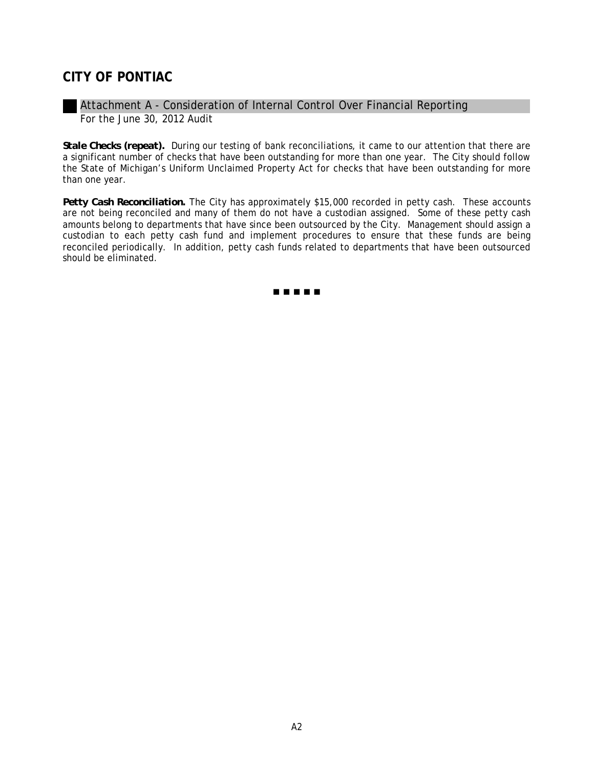# CITY OF PONTIAC

## Attachment A - Consideration of Internal Control Over Financial Reporting

For the June 30, 2012 Audit

**Stale Checks (repeat).** During our testing of bank reconciliations, it came to our attention that there are a significant number of checks that have been outstanding for more than one year. The City should follow the State of Michigan's Uniform Unclaimed Property Act for checks that have been outstanding for more than one year.

**Petty Cash Reconciliation.** The City has approximately $15,000 recorded in petty cash. These accounts are not being reconciled and many of them do not have a custodian assigned. Some of these petty cash amounts belong to departments that have since been outsourced by the City. Management should assign a custodian to each petty cash fund and implement procedures to ensure that these funds are being reconciled periodically. In addition, petty cash funds related to departments that have been outsourced should be eliminated.

■ ■ ■ ■ ■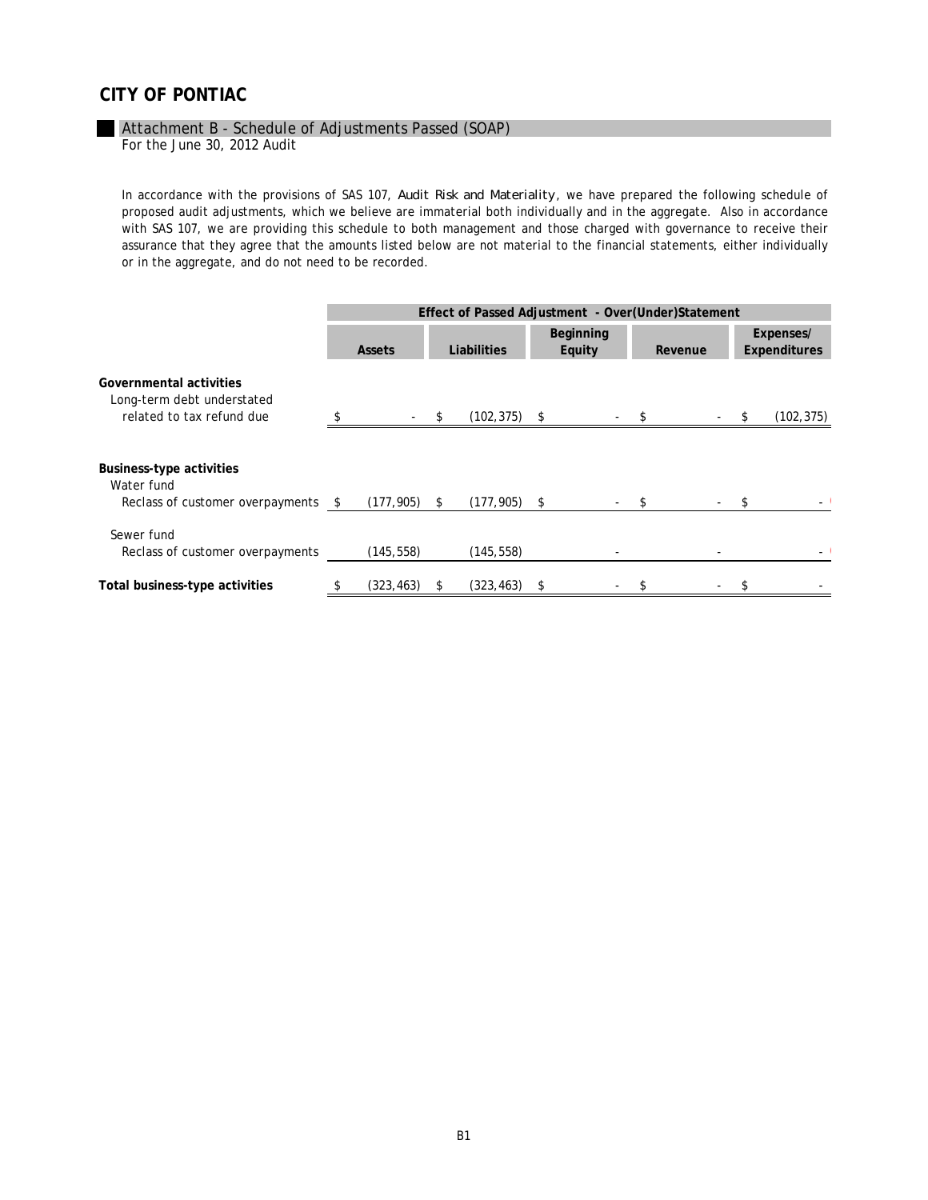# CITY OF PONTIAC

## Attachment B - Schedule of Adjustments Passed (SOAP)

For the June 30, 2012 Audit

In accordance with the provisions of SAS 107, *Audit Risk and Materiality*, we have prepared the following schedule of proposed audit adjustments, which we believe are immaterial both individually and in the aggregate. Also in accordance with SAS 107, we are providing this schedule to both management and those charged with governance to receive their assurance that they agree that the amounts listed below are not material to the financial statements, either individually or in the aggregate, and do not need to be recorded.

| | Effect of Passed Adjustment - Over(Under)Statement | | | | |
|---|---|---|---|---|---|
| | **Assets** | **Liabilities** | **Beginning Equity** | **Revenue** | **Expenses/ Expenditures** |
| **Governmental activities** | | | | | |
| Long-term debt understated related to tax refund due | $ - | $ (102,375) | $ - | $ - | $ (102,375) |
| **Business-type activities** | | | | | |
| Water fund | | | | | |
| Reclass of customer overpayments | $ (177,905) | $ (177,905) | $ - | $ - | $ - |
| Sewer fund | | | | | |
| Reclass of customer overpayments | (145,558) | (145,558) | - | - | - |
| **Total business-type activities** | $ (323,463) | $ (323,463) | $ - | $ - | $ - |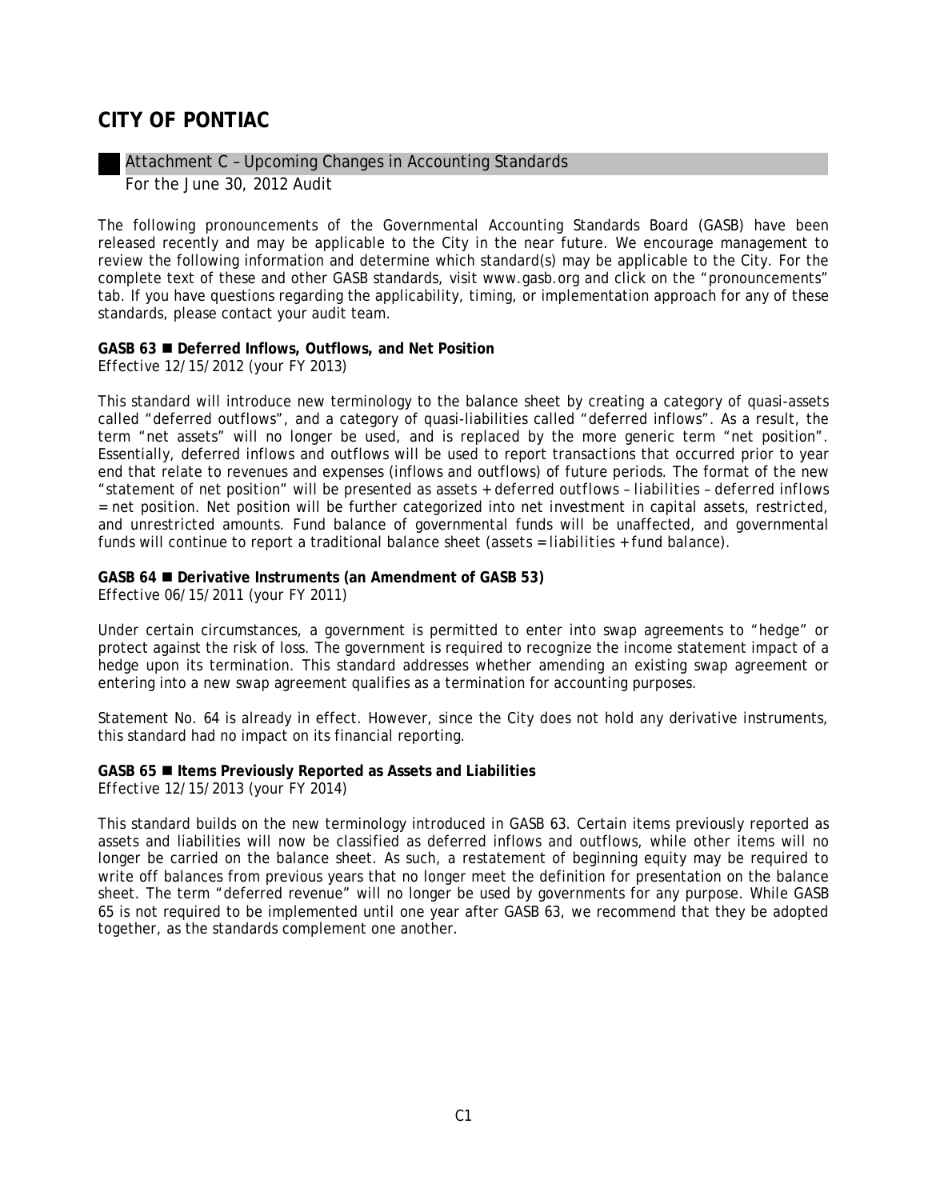# CITY OF PONTIAC

## Attachment C – Upcoming Changes in Accounting Standards

For the June 30, 2012 Audit

The following pronouncements of the Governmental Accounting Standards Board (GASB) have been released recently and may be applicable to the City in the near future. We encourage management to review the following information and determine which standard(s) may be applicable to the City. For the complete text of these and other GASB standards, visit www.gasb.org and click on the "pronouncements" tab. If you have questions regarding the applicability, timing, or implementation approach for any of these standards, please contact your audit team.

**GASB 63 ■ Deferred Inflows, Outflows, and Net Position**
*Effective 12/15/2012 (your FY 2013)*

This standard will introduce new terminology to the balance sheet by creating a category of quasi-assets called "deferred outflows", and a category of quasi-liabilities called "deferred inflows". As a result, the term "net assets" will no longer be used, and is replaced by the more generic term "net position". Essentially, deferred inflows and outflows will be used to report transactions that occurred prior to year end that relate to revenues and expenses (inflows and outflows) of future periods. The format of the new "statement of net position" will be presented as *assets + deferred outflows – liabilities – deferred inflows = net position*. Net position will be further categorized into net investment in capital assets, restricted, and unrestricted amounts. Fund balance of governmental funds will be unaffected, and governmental funds will continue to report a traditional balance sheet (*assets = liabilities + fund balance*).

**GASB 64 ■ Derivative Instruments (an Amendment of GASB 53)**
*Effective 06/15/2011 (your FY 2011)*

Under certain circumstances, a government is permitted to enter into swap agreements to "hedge" or protect against the risk of loss. The government is required to recognize the income statement impact of a hedge upon its termination. This standard addresses whether amending an existing swap agreement or entering into a new swap agreement qualifies as a termination for accounting purposes.

Statement No. 64 is already in effect. However, since the City does not hold any derivative instruments, this standard had no impact on its financial reporting.

**GASB 65 ■ Items Previously Reported as Assets and Liabilities**
*Effective 12/15/2013 (your FY 2014)*

This standard builds on the new terminology introduced in GASB 63. Certain items previously reported as assets and liabilities will now be classified as deferred inflows and outflows, while other items will no longer be carried on the balance sheet. As such, a restatement of beginning equity may be required to write off balances from previous years that no longer meet the definition for presentation on the balance sheet. The term "deferred revenue" will no longer be used by governments for any purpose. While GASB 65 is not required to be implemented until one year after GASB 63, we recommend that they be adopted together, as the standards complement one another.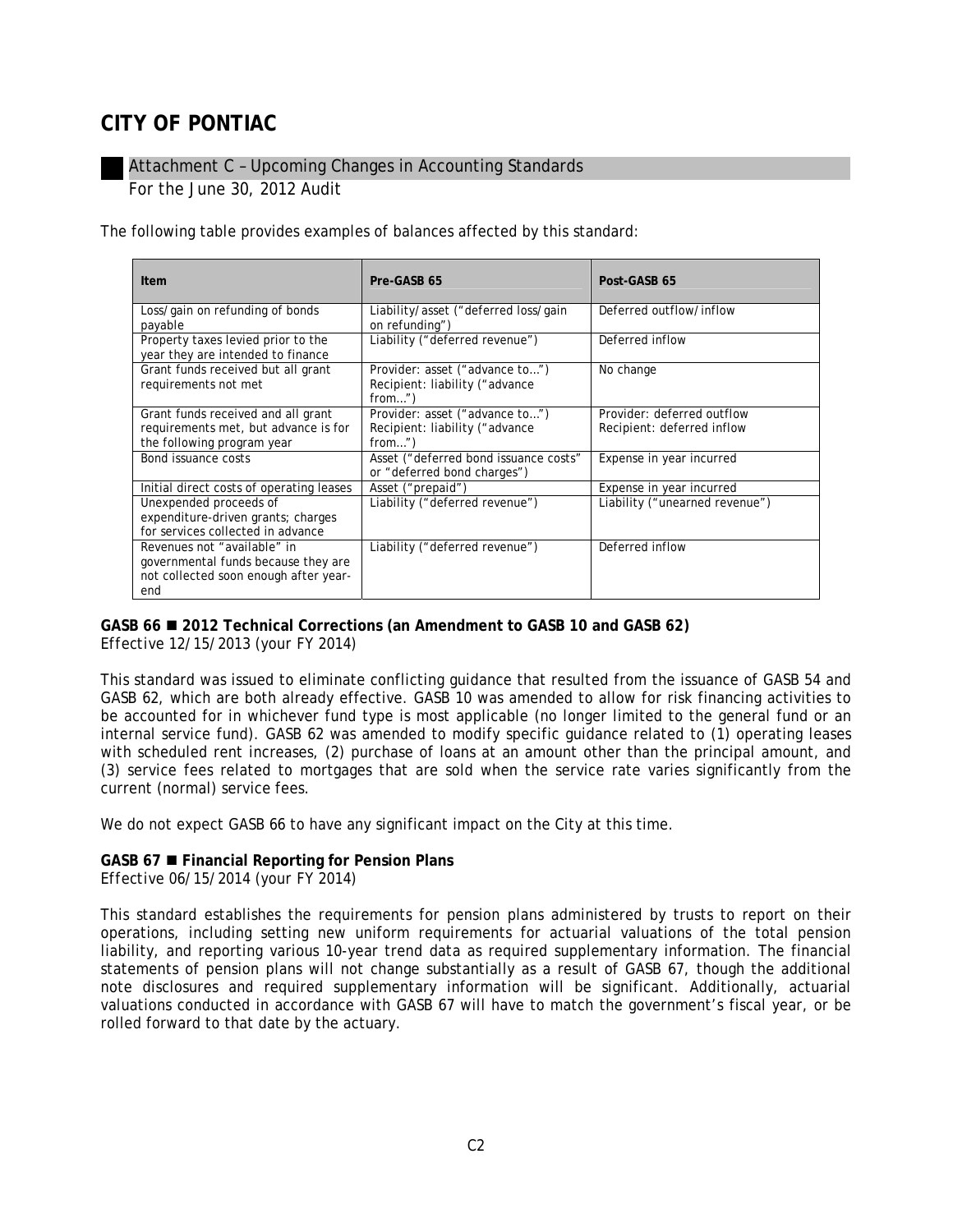# CITY OF PONTIAC

Attachment C – Upcoming Changes in Accounting Standards
For the June 30, 2012 Audit

The following table provides examples of balances affected by this standard:

| Item | Pre-GASB 65 | Post-GASB 65 |
|---|---|---|
| Loss/gain on refunding of bonds payable | Liability/asset ("deferred loss/gain on refunding") | Deferred outflow/inflow |
| Property taxes levied prior to the year they are intended to finance | Liability ("deferred revenue") | Deferred inflow |
| Grant funds received but all grant requirements not met | Provider: asset ("advance to…") Recipient: liability ("advance from…") | No change |
| Grant funds received and all grant requirements met, but advance is for the following program year | Provider: asset ("advance to…") Recipient: liability ("advance from…") | Provider: deferred outflow Recipient: deferred inflow |
| Bond issuance costs | Asset ("deferred bond issuance costs" or "deferred bond charges") | Expense in year incurred |
| Initial direct costs of operating leases | Asset ("prepaid") | Expense in year incurred |
| Unexpended proceeds of expenditure-driven grants; charges for services collected in advance | Liability ("deferred revenue") | Liability ("unearned revenue") |
| Revenues not "available" in governmental funds because they are not collected soon enough after year-end | Liability ("deferred revenue") | Deferred inflow |

**GASB 66 ■ 2012 Technical Corrections (an Amendment to GASB 10 and GASB 62)**
*Effective 12/15/2013 (your FY 2014)*

This standard was issued to eliminate conflicting guidance that resulted from the issuance of GASB 54 and GASB 62, which are both already effective. GASB 10 was amended to allow for risk financing activities to be accounted for in whichever fund type is most applicable (no longer limited to the general fund or an internal service fund). GASB 62 was amended to modify specific guidance related to (1) operating leases with scheduled rent increases, (2) purchase of loans at an amount other than the principal amount, and (3) service fees related to mortgages that are sold when the service rate varies significantly from the current (normal) service fees.

We do not expect GASB 66 to have any significant impact on the City at this time.

**GASB 67 ■ Financial Reporting for Pension Plans**
*Effective 06/15/2014 (your FY 2014)*

This standard establishes the requirements for pension plans administered by trusts to report on their operations, including setting new uniform requirements for actuarial valuations of the total pension liability, and reporting various 10-year trend data as required supplementary information. The financial statements of pension plans will not change substantially as a result of GASB 67, though the additional note disclosures and required supplementary information will be significant. Additionally, actuarial valuations conducted in accordance with GASB 67 will have to match the government's fiscal year, or be rolled forward to that date by the actuary.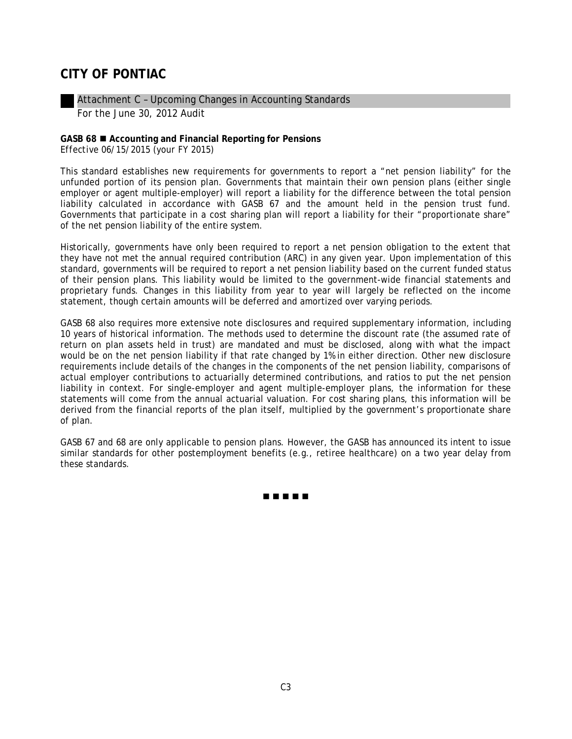# CITY OF PONTIAC

## Attachment C – Upcoming Changes in Accounting Standards

For the June 30, 2012 Audit

**GASB 68 ■ Accounting and Financial Reporting for Pensions**
*Effective 06/15/2015 (your FY 2015)*

This standard establishes new requirements for governments to report a "net pension liability" for the unfunded portion of its pension plan. Governments that maintain their own pension plans (either single employer or agent multiple-employer) will report a liability for the difference between the total pension liability calculated in accordance with GASB 67 and the amount held in the pension trust fund. Governments that participate in a cost sharing plan will report a liability for their "proportionate share" of the net pension liability of the entire system.

Historically, governments have only been required to report a net pension obligation to the extent that they have not met the annual required contribution (ARC) in any given year. Upon implementation of this standard, governments will be required to report a net pension liability based on the current funded status of their pension plans. This liability would be limited to the government-wide financial statements and proprietary funds. Changes in this liability from year to year will largely be reflected on the income statement, though certain amounts will be deferred and amortized over varying periods.

GASB 68 also requires more extensive note disclosures and required supplementary information, including 10 years of historical information. The methods used to determine the discount rate (the assumed rate of return on plan assets held in trust) are mandated and must be disclosed, along with what the impact would be on the net pension liability if that rate changed by 1% in either direction. Other new disclosure requirements include details of the changes in the components of the net pension liability, comparisons of actual employer contributions to actuarially determined contributions, and ratios to put the net pension liability in context. For single-employer and agent multiple-employer plans, the information for these statements will come from the annual actuarial valuation. For cost sharing plans, this information will be derived from the financial reports of the plan itself, multiplied by the government's proportionate share of plan.

GASB 67 and 68 are only applicable to pension plans. However, the GASB has announced its intent to issue similar standards for other postemployment benefits (e.g., retiree healthcare) on a two year delay from these standards.

■ ■ ■ ■ ■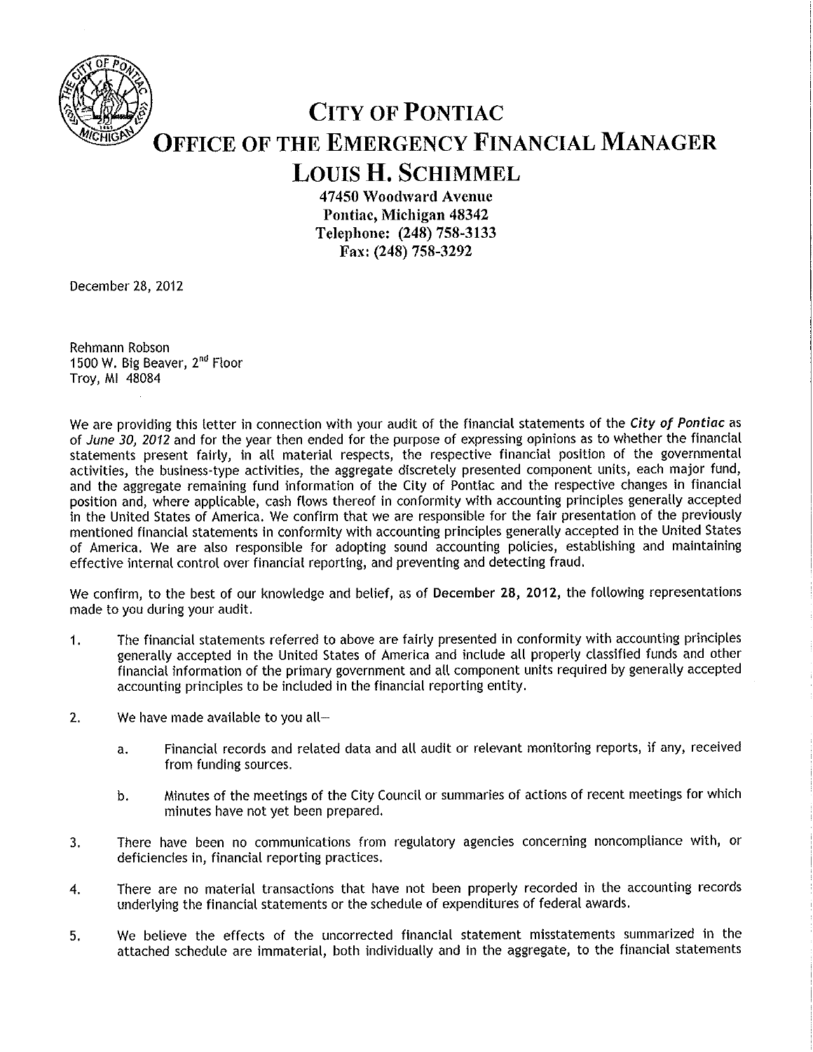# CITY OF PONTIAC
## OFFICE OF THE EMERGENCY FINANCIAL MANAGER
## LOUIS H. SCHIMMEL

**47450 Woodward Avenue**
**Pontiac, Michigan 48342**
**Telephone: (248) 758-3133**
**Fax: (248) 758-3292**

December 28, 2012

Rehmann Robson
1500 W. Big Beaver, 2nd Floor
Troy, MI 48084

We are providing this letter in connection with your audit of the financial statements of the *City of Pontiac* as of *June 30, 2012* and for the year then ended for the purpose of expressing opinions as to whether the financial statements present fairly, in all material respects, the respective financial position of the governmental activities, the business-type activities, the aggregate discretely presented component units, each major fund, and the aggregate remaining fund information of the City of Pontiac and the respective changes in financial position and, where applicable, cash flows thereof in conformity with accounting principles generally accepted in the United States of America. We confirm that we are responsible for the fair presentation of the previously mentioned financial statements in conformity with accounting principles generally accepted in the United States of America. We are also responsible for adopting sound accounting policies, establishing and maintaining effective internal control over financial reporting, and preventing and detecting fraud.

We confirm, to the best of our knowledge and belief, as of **December 28, 2012**, the following representations made to you during your audit.

1. The financial statements referred to above are fairly presented in conformity with accounting principles generally accepted in the United States of America and include all properly classified funds and other financial information of the primary government and all component units required by generally accepted accounting principles to be included in the financial reporting entity.

2. We have made available to you all—

   a. Financial records and related data and all audit or relevant monitoring reports, if any, received from funding sources.

   b. Minutes of the meetings of the City Council or summaries of actions of recent meetings for which minutes have not yet been prepared.

3. There have been no communications from regulatory agencies concerning noncompliance with, or deficiencies in, financial reporting practices.

4. There are no material transactions that have not been properly recorded in the accounting records underlying the financial statements or the schedule of expenditures of federal awards.

5. We believe the effects of the uncorrected financial statement misstatements summarized in the attached schedule are immaterial, both individually and in the aggregate, to the financial statements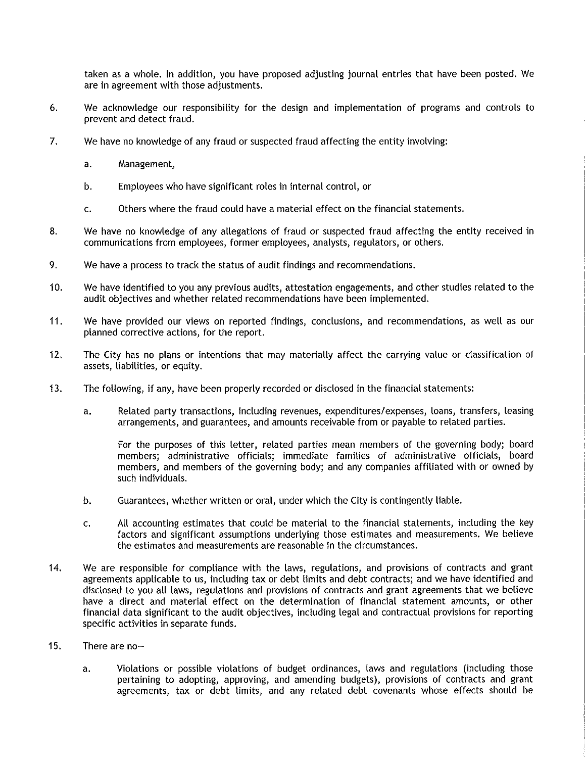taken as a whole. In addition, you have proposed adjusting journal entries that have been posted. We are in agreement with those adjustments.

6. We acknowledge our responsibility for the design and implementation of programs and controls to prevent and detect fraud.

7. We have no knowledge of any fraud or suspected fraud affecting the entity involving:

   a. Management,

   b. Employees who have significant roles in internal control, or

   c. Others where the fraud could have a material effect on the financial statements.

8. We have no knowledge of any allegations of fraud or suspected fraud affecting the entity received in communications from employees, former employees, analysts, regulators, or others.

9. We have a process to track the status of audit findings and recommendations.

10. We have identified to you any previous audits, attestation engagements, and other studies related to the audit objectives and whether related recommendations have been implemented.

11. We have provided our views on reported findings, conclusions, and recommendations, as well as our planned corrective actions, for the report.

12. The City has no plans or intentions that may materially affect the carrying value or classification of assets, liabilities, or equity.

13. The following, if any, have been properly recorded or disclosed in the financial statements:

   a. Related party transactions, including revenues, expenditures/expenses, loans, transfers, leasing arrangements, and guarantees, and amounts receivable from or payable to related parties.

      For the purposes of this letter, related parties mean members of the governing body; board members; administrative officials; immediate families of administrative officials, board members, and members of the governing body; and any companies affiliated with or owned by such individuals.

   b. Guarantees, whether written or oral, under which the City is contingently liable.

   c. All accounting estimates that could be material to the financial statements, including the key factors and significant assumptions underlying those estimates and measurements. We believe the estimates and measurements are reasonable in the circumstances.

14. We are responsible for compliance with the laws, regulations, and provisions of contracts and grant agreements applicable to us, including tax or debt limits and debt contracts; and we have identified and disclosed to you all laws, regulations and provisions of contracts and grant agreements that we believe have a direct and material effect on the determination of financial statement amounts, or other financial data significant to the audit objectives, including legal and contractual provisions for reporting specific activities in separate funds.

15. There are no—

   a. Violations or possible violations of budget ordinances, laws and regulations (including those pertaining to adopting, approving, and amending budgets), provisions of contracts and grant agreements, tax or debt limits, and any related debt covenants whose effects should be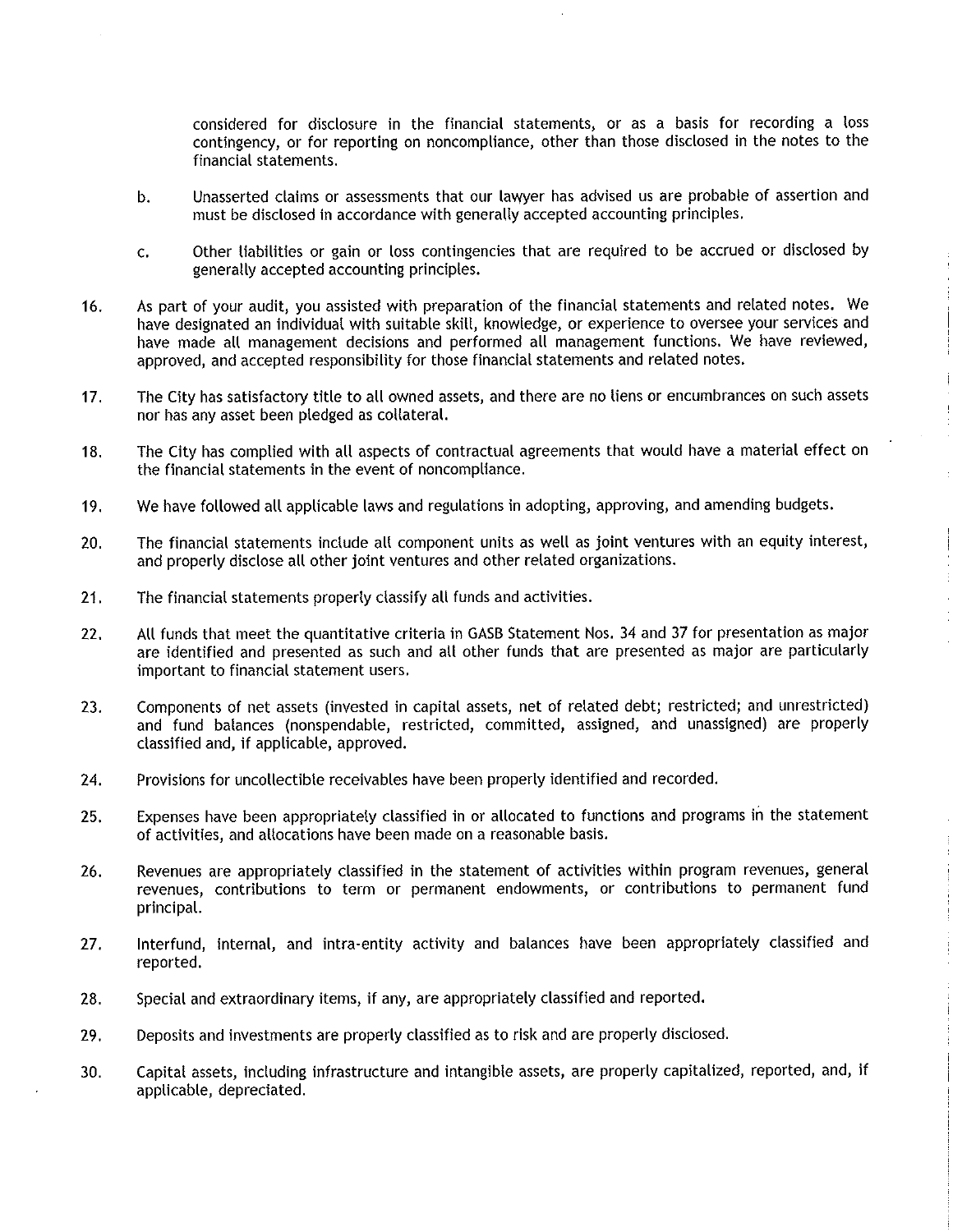considered for disclosure in the financial statements, or as a basis for recording a loss contingency, or for reporting on noncompliance, other than those disclosed in the notes to the financial statements.

b. Unasserted claims or assessments that our lawyer has advised us are probable of assertion and must be disclosed in accordance with generally accepted accounting principles.

c. Other liabilities or gain or loss contingencies that are required to be accrued or disclosed by generally accepted accounting principles.

16. As part of your audit, you assisted with preparation of the financial statements and related notes. We have designated an individual with suitable skill, knowledge, or experience to oversee your services and have made all management decisions and performed all management functions. We have reviewed, approved, and accepted responsibility for those financial statements and related notes.

17. The City has satisfactory title to all owned assets, and there are no liens or encumbrances on such assets nor has any asset been pledged as collateral.

18. The City has complied with all aspects of contractual agreements that would have a material effect on the financial statements in the event of noncompliance.

19. We have followed all applicable laws and regulations in adopting, approving, and amending budgets.

20. The financial statements include all component units as well as joint ventures with an equity interest, and properly disclose all other joint ventures and other related organizations.

21. The financial statements properly classify all funds and activities.

22. All funds that meet the quantitative criteria in GASB Statement Nos. 34 and 37 for presentation as major are identified and presented as such and all other funds that are presented as major are particularly important to financial statement users.

23. Components of net assets (invested in capital assets, net of related debt; restricted; and unrestricted) and fund balances (nonspendable, restricted, committed, assigned, and unassigned) are properly classified and, if applicable, approved.

24. Provisions for uncollectible receivables have been properly identified and recorded.

25. Expenses have been appropriately classified in or allocated to functions and programs in the statement of activities, and allocations have been made on a reasonable basis.

26. Revenues are appropriately classified in the statement of activities within program revenues, general revenues, contributions to term or permanent endowments, or contributions to permanent fund principal.

27. Interfund, internal, and intra-entity activity and balances have been appropriately classified and reported.

28. Special and extraordinary items, if any, are appropriately classified and reported.

29. Deposits and investments are properly classified as to risk and are properly disclosed.

30. Capital assets, including infrastructure and intangible assets, are properly capitalized, reported, and, if applicable, depreciated.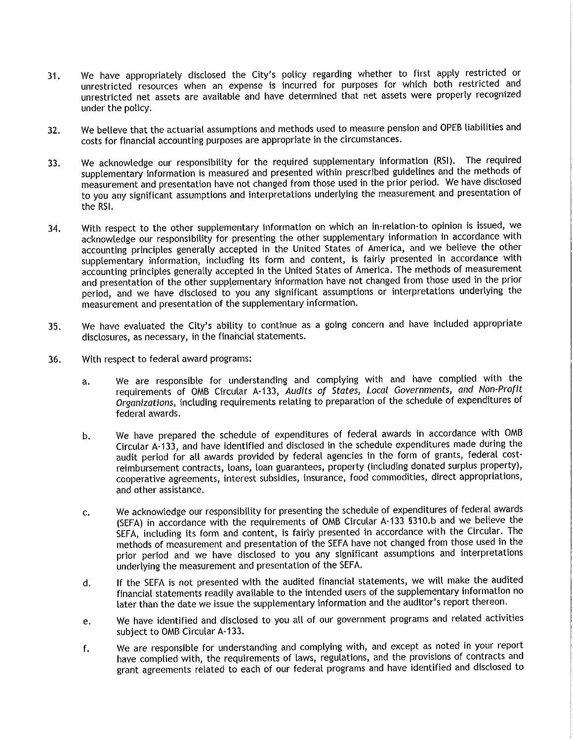31. We have appropriately disclosed the City's policy regarding whether to first apply restricted or unrestricted resources when an expense is incurred for purposes for which both restricted and unrestricted net assets are available and have determined that net assets were properly recognized under the policy.

32. We believe that the actuarial assumptions and methods used to measure pension and OPEB liabilities and costs for financial accounting purposes are appropriate in the circumstances.

33. We acknowledge our responsibility for the required supplementary information (RSI). The required supplementary information is measured and presented within prescribed guidelines and the methods of measurement and presentation have not changed from those used in the prior period. We have disclosed to you any significant assumptions and interpretations underlying the measurement and presentation of the RSI.

34. With respect to the other supplementary information on which an in-relation-to opinion is issued, we acknowledge our responsibility for presenting the other supplementary information in accordance with accounting principles generally accepted in the United States of America, and we believe the other supplementary information, including its form and content, is fairly presented in accordance with accounting principles generally accepted in the United States of America. The methods of measurement and presentation of the other supplementary information have not changed from those used in the prior period, and we have disclosed to you any significant assumptions or interpretations underlying the measurement and presentation of the supplementary information.

35. We have evaluated the City's ability to continue as a going concern and have included appropriate disclosures, as necessary, in the financial statements.

36. With respect to federal award programs:

    a. We are responsible for understanding and complying with and have complied with the requirements of OMB Circular A-133, *Audits of States, Local Governments, and Non-Profit Organizations*, including requirements relating to preparation of the schedule of expenditures of federal awards.

    b. We have prepared the schedule of expenditures of federal awards in accordance with OMB Circular A-133, and have identified and disclosed in the schedule expenditures made during the audit period for all awards provided by federal agencies in the form of grants, federal cost-reimbursement contracts, loans, loan guarantees, property (including donated surplus property), cooperative agreements, interest subsidies, insurance, food commodities, direct appropriations, and other assistance.

    c. We acknowledge our responsibility for presenting the schedule of expenditures of federal awards (SEFA) in accordance with the requirements of OMB Circular A-133 §310.b and we believe the SEFA, including its form and content, is fairly presented in accordance with the Circular. The methods of measurement and presentation of the SEFA have not changed from those used in the prior period and we have disclosed to you any significant assumptions and interpretations underlying the measurement and presentation of the SEFA.

    d. If the SEFA is not presented with the audited financial statements, we will make the audited financial statements readily available to the intended users of the supplementary information no later than the date we issue the supplementary information and the auditor's report thereon.

    e. We have identified and disclosed to you all of our government programs and related activities subject to OMB Circular A-133.

    f. We are responsible for understanding and complying with, and except as noted in your report have complied with, the requirements of laws, regulations, and the provisions of contracts and grant agreements related to each of our federal programs and have identified and disclosed to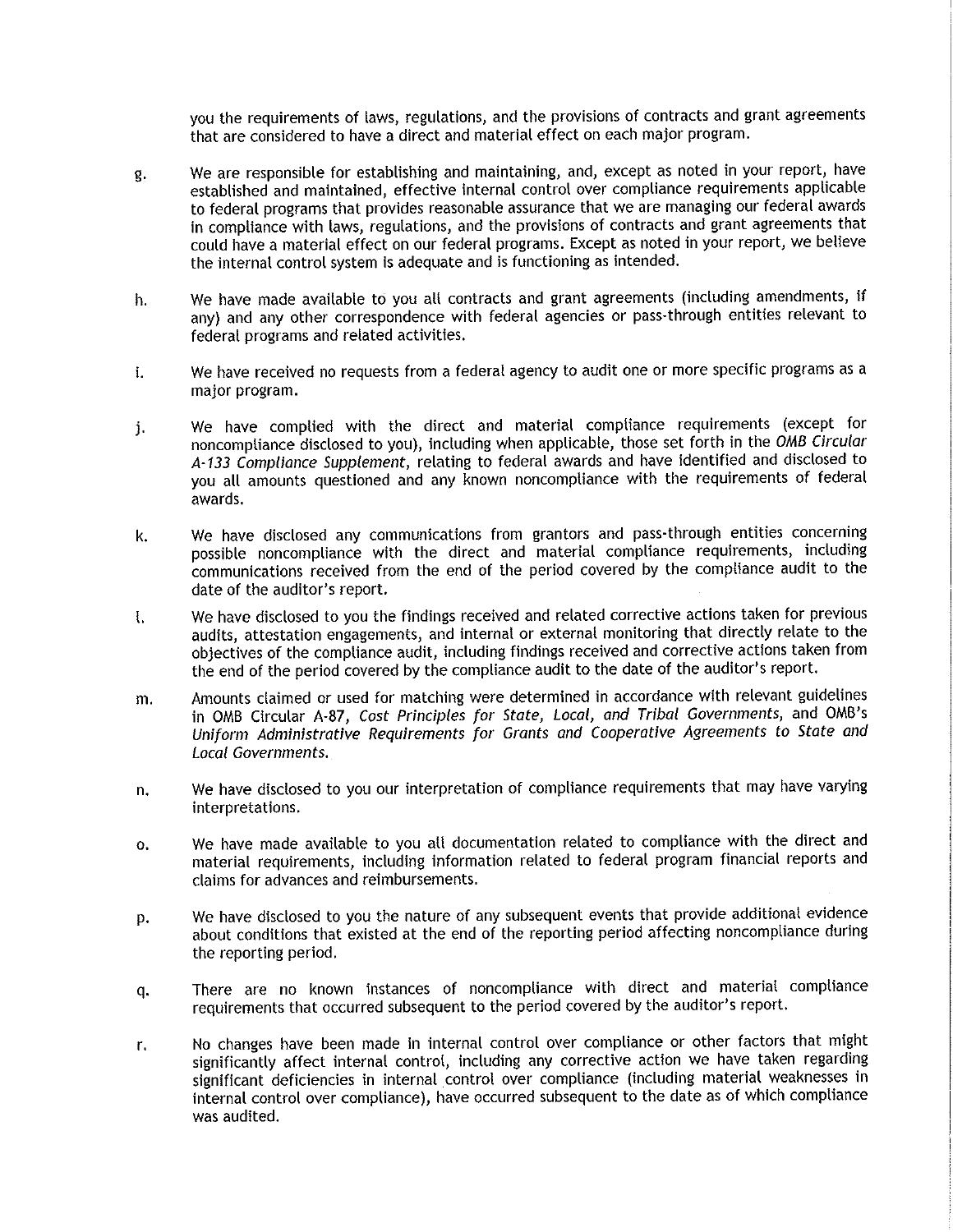you the requirements of laws, regulations, and the provisions of contracts and grant agreements that are considered to have a direct and material effect on each major program.

g. We are responsible for establishing and maintaining, and, except as noted in your report, have established and maintained, effective internal control over compliance requirements applicable to federal programs that provides reasonable assurance that we are managing our federal awards in compliance with laws, regulations, and the provisions of contracts and grant agreements that could have a material effect on our federal programs. Except as noted in your report, we believe the internal control system is adequate and is functioning as intended.

h. We have made available to you all contracts and grant agreements (including amendments, if any) and any other correspondence with federal agencies or pass-through entities relevant to federal programs and related activities.

i. We have received no requests from a federal agency to audit one or more specific programs as a major program.

j. We have complied with the direct and material compliance requirements (except for noncompliance disclosed to you), including when applicable, those set forth in the *OMB Circular A-133 Compliance Supplement*, relating to federal awards and have identified and disclosed to you all amounts questioned and any known noncompliance with the requirements of federal awards.

k. We have disclosed any communications from grantors and pass-through entities concerning possible noncompliance with the direct and material compliance requirements, including communications received from the end of the period covered by the compliance audit to the date of the auditor's report.

l. We have disclosed to you the findings received and related corrective actions taken for previous audits, attestation engagements, and internal or external monitoring that directly relate to the objectives of the compliance audit, including findings received and corrective actions taken from the end of the period covered by the compliance audit to the date of the auditor's report.

m. Amounts claimed or used for matching were determined in accordance with relevant guidelines in OMB Circular A-87, *Cost Principles for State, Local, and Tribal Governments*, and OMB's *Uniform Administrative Requirements for Grants and Cooperative Agreements to State and Local Governments.*

n. We have disclosed to you our interpretation of compliance requirements that may have varying interpretations.

o. We have made available to you all documentation related to compliance with the direct and material requirements, including information related to federal program financial reports and claims for advances and reimbursements.

p. We have disclosed to you the nature of any subsequent events that provide additional evidence about conditions that existed at the end of the reporting period affecting noncompliance during the reporting period.

q. There are no known instances of noncompliance with direct and material compliance requirements that occurred subsequent to the period covered by the auditor's report.

r. No changes have been made in internal control over compliance or other factors that might significantly affect internal control, including any corrective action we have taken regarding significant deficiencies in internal control over compliance (including material weaknesses in internal control over compliance), have occurred subsequent to the date as of which compliance was audited.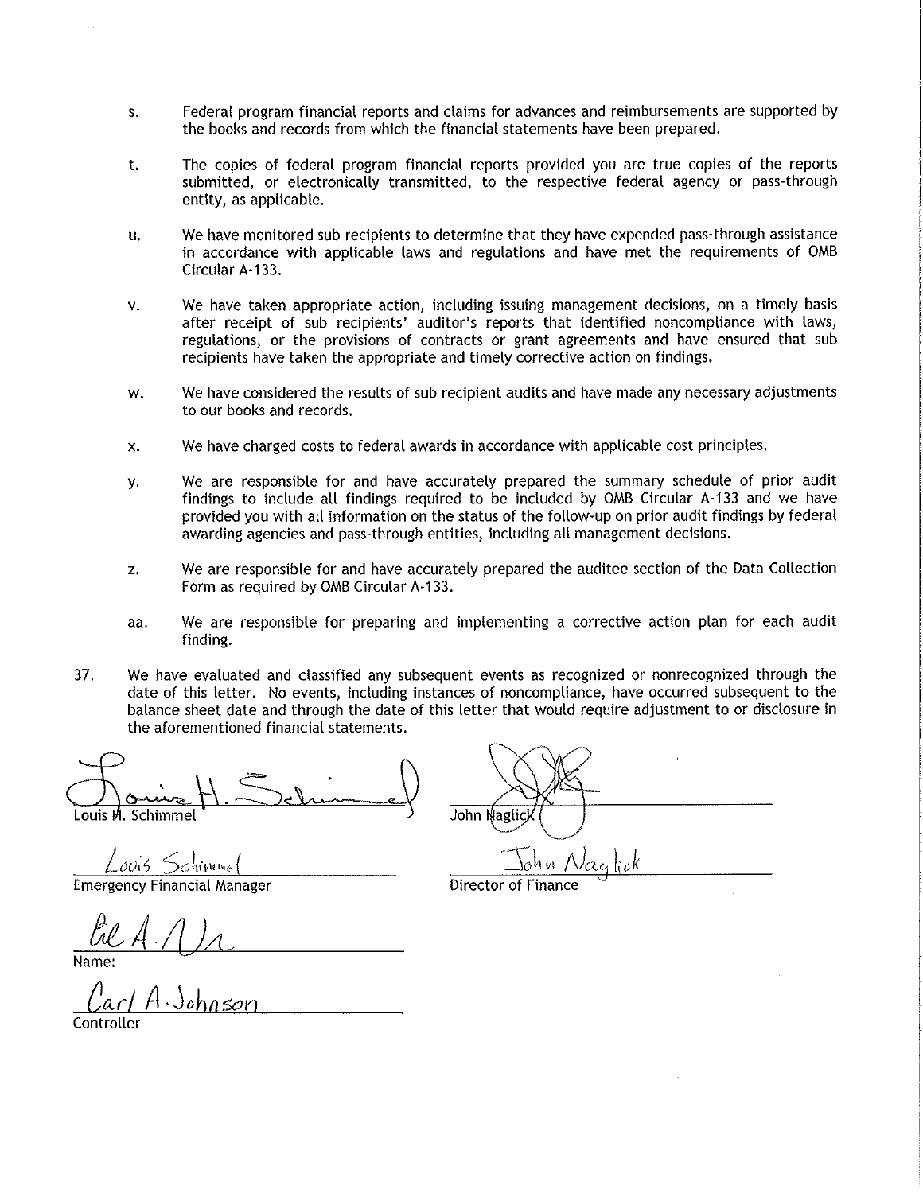s. Federal program financial reports and claims for advances and reimbursements are supported by the books and records from which the financial statements have been prepared.

t. The copies of federal program financial reports provided you are true copies of the reports submitted, or electronically transmitted, to the respective federal agency or pass-through entity, as applicable.

u. We have monitored sub recipients to determine that they have expended pass-through assistance in accordance with applicable laws and regulations and have met the requirements of OMB Circular A-133.

v. We have taken appropriate action, including issuing management decisions, on a timely basis after receipt of sub recipients' auditor's reports that identified noncompliance with laws, regulations, or the provisions of contracts or grant agreements and have ensured that sub recipients have taken the appropriate and timely corrective action on findings.

w. We have considered the results of sub recipient audits and have made any necessary adjustments to our books and records.

x. We have charged costs to federal awards in accordance with applicable cost principles.

y. We are responsible for and have accurately prepared the summary schedule of prior audit findings to include all findings required to be included by OMB Circular A-133 and we have provided you with all information on the status of the follow-up on prior audit findings by federal awarding agencies and pass-through entities, including all management decisions.

z. We are responsible for and have accurately prepared the auditee section of the Data Collection Form as required by OMB Circular A-133.

aa. We are responsible for preparing and implementing a corrective action plan for each audit finding.

37. We have evaluated and classified any subsequent events as recognized or nonrecognized through the date of this letter. No events, including instances of noncompliance, have occurred subsequent to the balance sheet date and through the date of this letter that would require adjustment to or disclosure in the aforementioned financial statements.

Louis H. Schimmel

Louis Schimmel
Emergency Financial Manager

John Naglick

John Naglick
Director of Finance

Name:

Carl A. Johnson
Controller